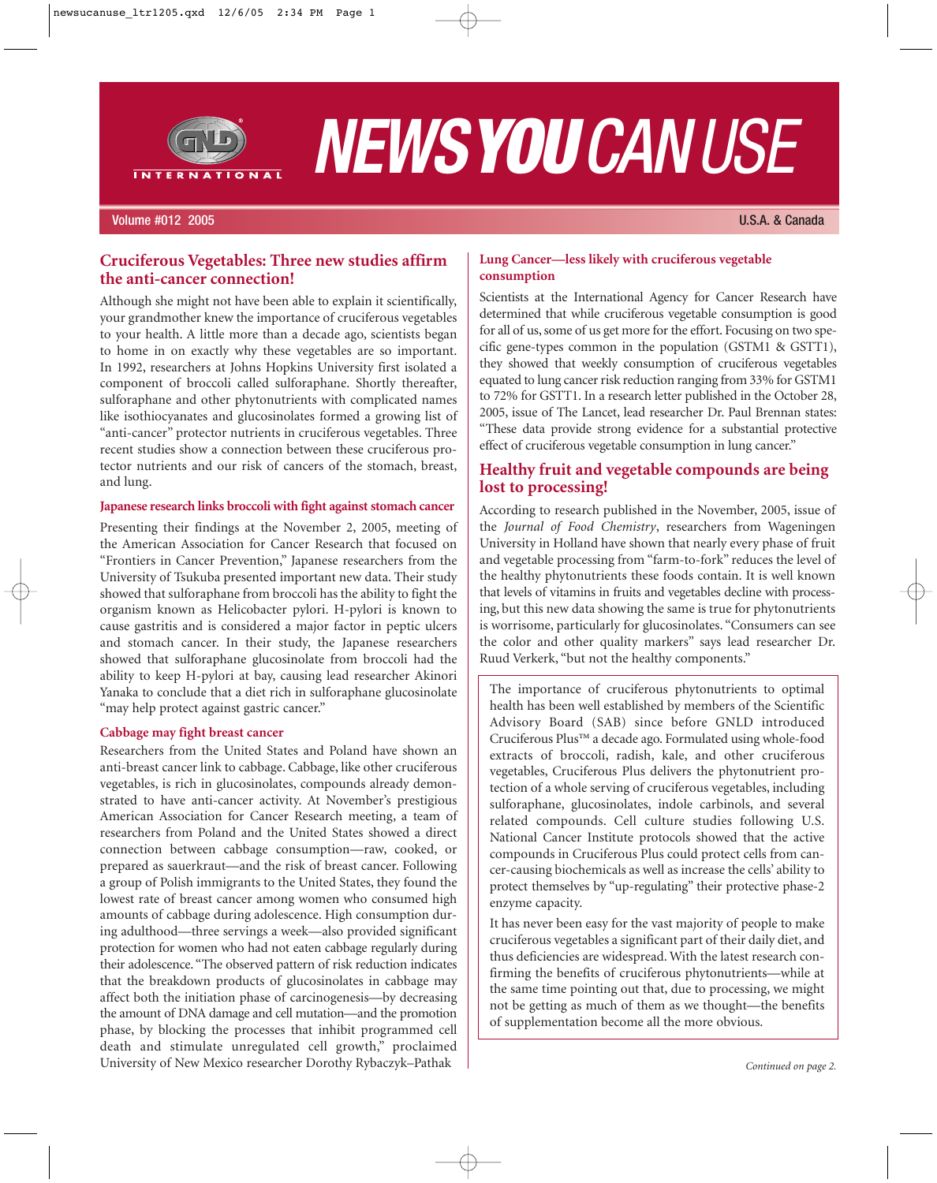# NEWS YOU CAN USE

GNLD INTERNATIONAL

Volume #012 2005 — U.S.A. & Canada

## Cruciferous Vegetables: Three new studies affirm the anti-cancer connection!

Although she might not have been able to explain it scientifically, your grandmother knew the importance of cruciferous vegetables to your health. A little more than a decade ago, scientists began to home in on exactly why these vegetables are so important. In 1992, researchers at Johns Hopkins University first isolated a component of broccoli called sulforaphane. Shortly thereafter, sulforaphane and other phytonutrients with complicated names like isothiocyanates and glucosinolates formed a growing list of "anti-cancer" protector nutrients in cruciferous vegetables. Three recent studies show a connection between these cruciferous protector nutrients and our risk of cancers of the stomach, breast, and lung.

### Japanese research links broccoli with fight against stomach cancer

Presenting their findings at the November 2, 2005, meeting of the American Association for Cancer Research that focused on "Frontiers in Cancer Prevention," Japanese researchers from the University of Tsukuba presented important new data. Their study showed that sulforaphane from broccoli has the ability to fight the organism known as Helicobacter pylori. H-pylori is known to cause gastritis and is considered a major factor in peptic ulcers and stomach cancer. In their study, the Japanese researchers showed that sulforaphane glucosinolate from broccoli had the ability to keep H-pylori at bay, causing lead researcher Akinori Yanaka to conclude that a diet rich in sulforaphane glucosinolate "may help protect against gastric cancer."

### Cabbage may fight breast cancer

Researchers from the United States and Poland have shown an anti-breast cancer link to cabbage. Cabbage, like other cruciferous vegetables, is rich in glucosinolates, compounds already demonstrated to have anti-cancer activity. At November's prestigious American Association for Cancer Research meeting, a team of researchers from Poland and the United States showed a direct connection between cabbage consumption—raw, cooked, or prepared as sauerkraut—and the risk of breast cancer. Following a group of Polish immigrants to the United States, they found the lowest rate of breast cancer among women who consumed high amounts of cabbage during adolescence. High consumption during adulthood—three servings a week—also provided significant protection for women who had not eaten cabbage regularly during their adolescence. "The observed pattern of risk reduction indicates that the breakdown products of glucosinolates in cabbage may affect both the initiation phase of carcinogenesis—by decreasing the amount of DNA damage and cell mutation—and the promotion phase, by blocking the processes that inhibit programmed cell death and stimulate unregulated cell growth," proclaimed University of New Mexico researcher Dorothy Rybaczyk–Pathak

### Lung Cancer—less likely with cruciferous vegetable consumption

Scientists at the International Agency for Cancer Research have determined that while cruciferous vegetable consumption is good for all of us, some of us get more for the effort. Focusing on two specific gene-types common in the population (GSTM1 & GSTT1), they showed that weekly consumption of cruciferous vegetables equated to lung cancer risk reduction ranging from 33% for GSTM1 to 72% for GSTT1. In a research letter published in the October 28, 2005, issue of The Lancet, lead researcher Dr. Paul Brennan states: "These data provide strong evidence for a substantial protective effect of cruciferous vegetable consumption in lung cancer."

## Healthy fruit and vegetable compounds are being lost to processing!

According to research published in the November, 2005, issue of the *Journal of Food Chemistry*, researchers from Wageningen University in Holland have shown that nearly every phase of fruit and vegetable processing from "farm-to-fork" reduces the level of the healthy phytonutrients these foods contain. It is well known that levels of vitamins in fruits and vegetables decline with processing, but this new data showing the same is true for phytonutrients is worrisome, particularly for glucosinolates. "Consumers can see the color and other quality markers" says lead researcher Dr. Ruud Verkerk, "but not the healthy components."

The importance of cruciferous phytonutrients to optimal health has been well established by members of the Scientific Advisory Board (SAB) since before GNLD introduced Cruciferous Plus™ a decade ago. Formulated using whole-food extracts of broccoli, radish, kale, and other cruciferous vegetables, Cruciferous Plus delivers the phytonutrient protection of a whole serving of cruciferous vegetables, including sulforaphane, glucosinolates, indole carbinols, and several related compounds. Cell culture studies following U.S. National Cancer Institute protocols showed that the active compounds in Cruciferous Plus could protect cells from cancer-causing biochemicals as well as increase the cells' ability to protect themselves by "up-regulating" their protective phase-2 enzyme capacity.

It has never been easy for the vast majority of people to make cruciferous vegetables a significant part of their daily diet, and thus deficiencies are widespread. With the latest research confirming the benefits of cruciferous phytonutrients—while at the same time pointing out that, due to processing, we might not be getting as much of them as we thought—the benefits of supplementation become all the more obvious.

*Continued on page 2.*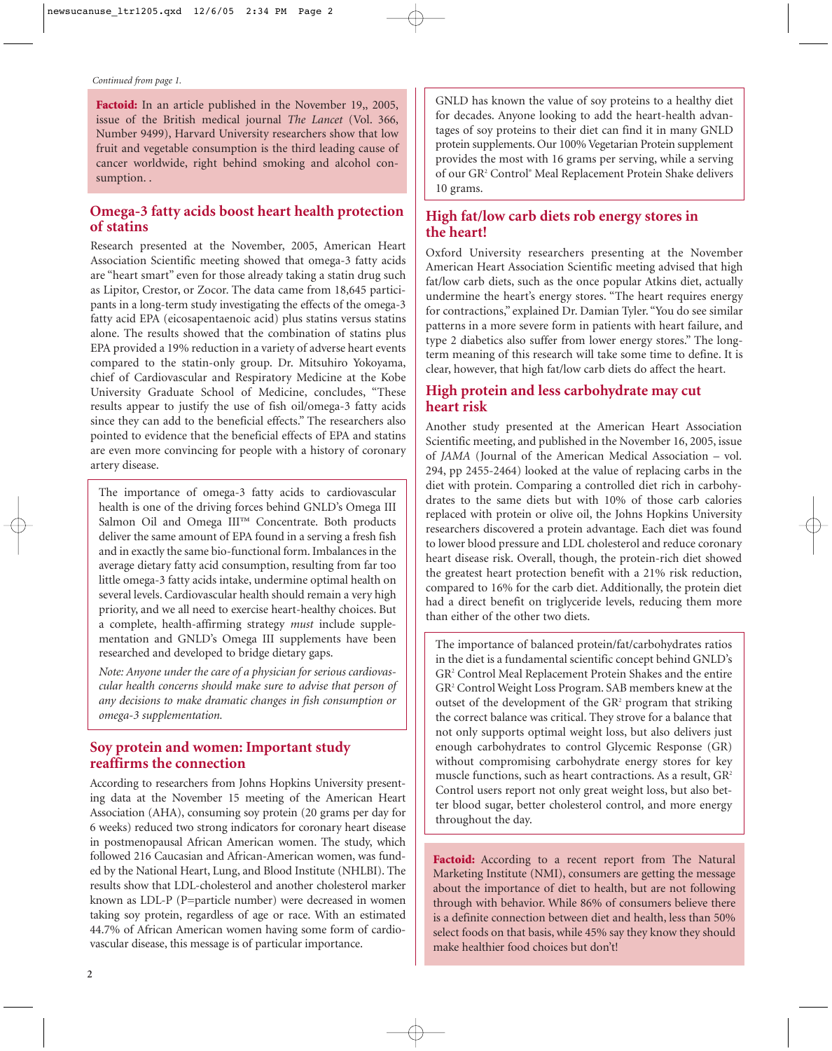*Continued from page 1.*

**Factoid:** In an article published in the November 19,, 2005, issue of the British medical journal *The Lancet* (Vol. 366, Number 9499), Harvard University researchers show that low fruit and vegetable consumption is the third leading cause of cancer worldwide, right behind smoking and alcohol consumption. .

## Omega-3 fatty acids boost heart health protection of statins

Research presented at the November, 2005, American Heart Association Scientific meeting showed that omega-3 fatty acids are "heart smart" even for those already taking a statin drug such as Lipitor, Crestor, or Zocor. The data came from 18,645 participants in a long-term study investigating the effects of the omega-3 fatty acid EPA (eicosapentaenoic acid) plus statins versus statins alone. The results showed that the combination of statins plus EPA provided a 19% reduction in a variety of adverse heart events compared to the statin-only group. Dr. Mitsuhiro Yokoyama, chief of Cardiovascular and Respiratory Medicine at the Kobe University Graduate School of Medicine, concludes, "These results appear to justify the use of fish oil/omega-3 fatty acids since they can add to the beneficial effects." The researchers also pointed to evidence that the beneficial effects of EPA and statins are even more convincing for people with a history of coronary artery disease.

The importance of omega-3 fatty acids to cardiovascular health is one of the driving forces behind GNLD's Omega III Salmon Oil and Omega III™ Concentrate. Both products deliver the same amount of EPA found in a serving a fresh fish and in exactly the same bio-functional form. Imbalances in the average dietary fatty acid consumption, resulting from far too little omega-3 fatty acids intake, undermine optimal health on several levels. Cardiovascular health should remain a very high priority, and we all need to exercise heart-healthy choices. But a complete, health-affirming strategy *must* include supplementation and GNLD's Omega III supplements have been researched and developed to bridge dietary gaps.

*Note: Anyone under the care of a physician for serious cardiovascular health concerns should make sure to advise that person of any decisions to make dramatic changes in fish consumption or omega-3 supplementation.*

## Soy protein and women: Important study reaffirms the connection

According to researchers from Johns Hopkins University presenting data at the November 15 meeting of the American Heart Association (AHA), consuming soy protein (20 grams per day for 6 weeks) reduced two strong indicators for coronary heart disease in postmenopausal African American women. The study, which followed 216 Caucasian and African-American women, was funded by the National Heart, Lung, and Blood Institute (NHLBI). The results show that LDL-cholesterol and another cholesterol marker known as LDL-P (P=particle number) were decreased in women taking soy protein, regardless of age or race. With an estimated 44.7% of African American women having some form of cardiovascular disease, this message is of particular importance.

GNLD has known the value of soy proteins to a healthy diet for decades. Anyone looking to add the heart-health advantages of soy proteins to their diet can find it in many GNLD protein supplements. Our 100% Vegetarian Protein supplement provides the most with 16 grams per serving, while a serving of our GR² Control® Meal Replacement Protein Shake delivers 10 grams.

## High fat/low carb diets rob energy stores in the heart!

Oxford University researchers presenting at the November American Heart Association Scientific meeting advised that high fat/low carb diets, such as the once popular Atkins diet, actually undermine the heart's energy stores. "The heart requires energy for contractions," explained Dr. Damian Tyler. "You do see similar patterns in a more severe form in patients with heart failure, and type 2 diabetics also suffer from lower energy stores." The long-term meaning of this research will take some time to define. It is clear, however, that high fat/low carb diets do affect the heart.

## High protein and less carbohydrate may cut heart risk

Another study presented at the American Heart Association Scientific meeting, and published in the November 16, 2005, issue of *JAMA* (Journal of the American Medical Association – vol. 294, pp 2455-2464) looked at the value of replacing carbs in the diet with protein. Comparing a controlled diet rich in carbohydrates to the same diets but with 10% of those carb calories replaced with protein or olive oil, the Johns Hopkins University researchers discovered a protein advantage. Each diet was found to lower blood pressure and LDL cholesterol and reduce coronary heart disease risk. Overall, though, the protein-rich diet showed the greatest heart protection benefit with a 21% risk reduction, compared to 16% for the carb diet. Additionally, the protein diet had a direct benefit on triglyceride levels, reducing them more than either of the other two diets.

The importance of balanced protein/fat/carbohydrates ratios in the diet is a fundamental scientific concept behind GNLD's GR² Control Meal Replacement Protein Shakes and the entire GR² Control Weight Loss Program. SAB members knew at the outset of the development of the GR² program that striking the correct balance was critical. They strove for a balance that not only supports optimal weight loss, but also delivers just enough carbohydrates to control Glycemic Response (GR) without compromising carbohydrate energy stores for key muscle functions, such as heart contractions. As a result, GR² Control users report not only great weight loss, but also better blood sugar, better cholesterol control, and more energy throughout the day.

**Factoid:** According to a recent report from The Natural Marketing Institute (NMI), consumers are getting the message about the importance of diet to health, but are not following through with behavior. While 86% of consumers believe there is a definite connection between diet and health, less than 50% select foods on that basis, while 45% say they know they should make healthier food choices but don't!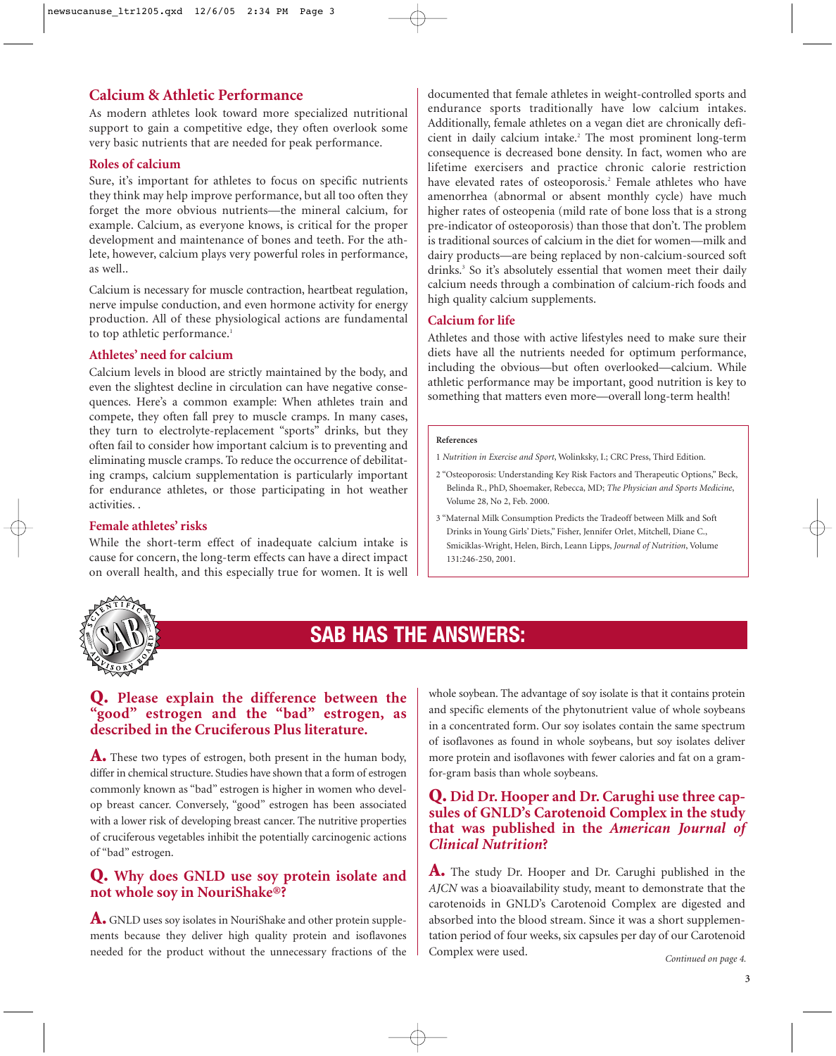## Calcium & Athletic Performance

As modern athletes look toward more specialized nutritional support to gain a competitive edge, they often overlook some very basic nutrients that are needed for peak performance.

### Roles of calcium

Sure, it's important for athletes to focus on specific nutrients they think may help improve performance, but all too often they forget the more obvious nutrients—the mineral calcium, for example. Calcium, as everyone knows, is critical for the proper development and maintenance of bones and teeth. For the athlete, however, calcium plays very powerful roles in performance, as well..

Calcium is necessary for muscle contraction, heartbeat regulation, nerve impulse conduction, and even hormone activity for energy production. All of these physiological actions are fundamental to top athletic performance.[1]

### Athletes' need for calcium

Calcium levels in blood are strictly maintained by the body, and even the slightest decline in circulation can have negative consequences. Here's a common example: When athletes train and compete, they often fall prey to muscle cramps. In many cases, they turn to electrolyte-replacement "sports" drinks, but they often fail to consider how important calcium is to preventing and eliminating muscle cramps. To reduce the occurrence of debilitating cramps, calcium supplementation is particularly important for endurance athletes, or those participating in hot weather activities. .

### Female athletes' risks

While the short-term effect of inadequate calcium intake is cause for concern, the long-term effects can have a direct impact on overall health, and this especially true for women. It is well documented that female athletes in weight-controlled sports and endurance sports traditionally have low calcium intakes. Additionally, female athletes on a vegan diet are chronically deficient in daily calcium intake.[2] The most prominent long-term consequence is decreased bone density. In fact, women who are lifetime exercisers and practice chronic calorie restriction have elevated rates of osteoporosis.[2] Female athletes who have amenorrhea (abnormal or absent monthly cycle) have much higher rates of osteopenia (mild rate of bone loss that is a strong pre-indicator of osteoporosis) than those that don't. The problem is traditional sources of calcium in the diet for women—milk and dairy products—are being replaced by non-calcium-sourced soft drinks.[3] So it's absolutely essential that women meet their daily calcium needs through a combination of calcium-rich foods and high quality calcium supplements.

### Calcium for life

Athletes and those with active lifestyles need to make sure their diets have all the nutrients needed for optimum performance, including the obvious—but often overlooked—calcium. While athletic performance may be important, good nutrition is key to something that matters even more—overall long-term health!

**References**

1 *Nutrition in Exercise and Sport*, Wolinksky, I.; CRC Press, Third Edition.

2 "Osteoporosis: Understanding Key Risk Factors and Therapeutic Options," Beck, Belinda R., PhD, Shoemaker, Rebecca, MD; *The Physician and Sports Medicine*, Volume 28, No 2, Feb. 2000.

3 "Maternal Milk Consumption Predicts the Tradeoff between Milk and Soft Drinks in Young Girls' Diets," Fisher, Jennifer Orlet, Mitchell, Diane C., Smiciklas-Wright, Helen, Birch, Leann Lipps, *Journal of Nutrition*, Volume 131:246-250, 2001.

## SAB HAS THE ANSWERS:

### Q. Please explain the difference between the "good" estrogen and the "bad" estrogen, as described in the Cruciferous Plus literature.

**A.** These two types of estrogen, both present in the human body, differ in chemical structure. Studies have shown that a form of estrogen commonly known as "bad" estrogen is higher in women who develop breast cancer. Conversely, "good" estrogen has been associated with a lower risk of developing breast cancer. The nutritive properties of cruciferous vegetables inhibit the potentially carcinogenic actions of "bad" estrogen.

### Q. Why does GNLD use soy protein isolate and not whole soy in NouriShake®?

**A.** GNLD uses soy isolates in NouriShake and other protein supplements because they deliver high quality protein and isoflavones needed for the product without the unnecessary fractions of the whole soybean. The advantage of soy isolate is that it contains protein and specific elements of the phytonutrient value of whole soybeans in a concentrated form. Our soy isolates contain the same spectrum of isoflavones as found in whole soybeans, but soy isolates deliver more protein and isoflavones with fewer calories and fat on a gram-for-gram basis than whole soybeans.

### Q. Did Dr. Hooper and Dr. Carughi use three capsules of GNLD's Carotenoid Complex in the study that was published in the *American Journal of Clinical Nutrition*?

**A.** The study Dr. Hooper and Dr. Carughi published in the *AJCN* was a bioavailability study, meant to demonstrate that the carotenoids in GNLD's Carotenoid Complex are digested and absorbed into the blood stream. Since it was a short supplementation period of four weeks, six capsules per day of our Carotenoid Complex were used.

*Continued on page 4.*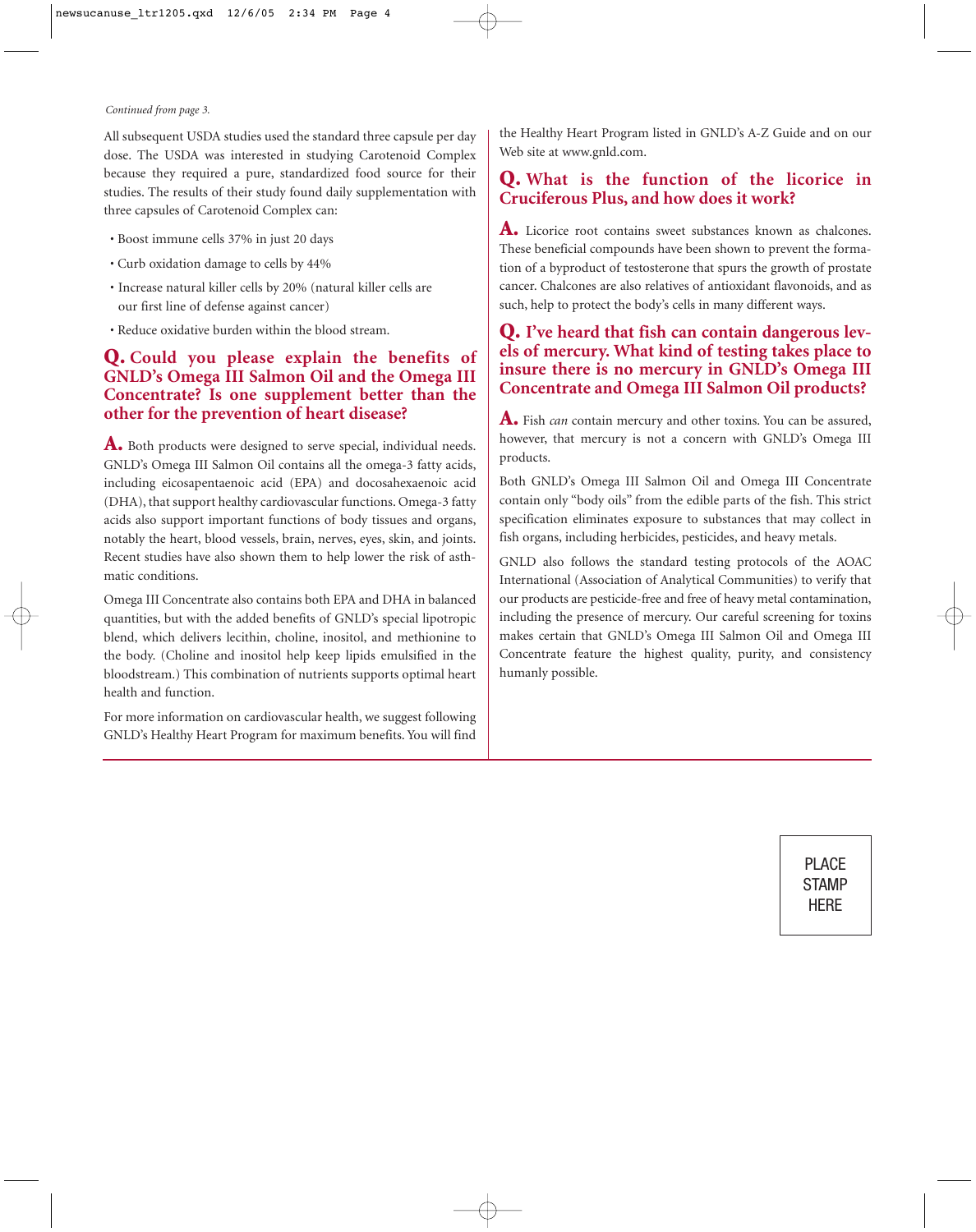*Continued from page 3.*

All subsequent USDA studies used the standard three capsule per day dose. The USDA was interested in studying Carotenoid Complex because they required a pure, standardized food source for their studies. The results of their study found daily supplementation with three capsules of Carotenoid Complex can:

- Boost immune cells 37% in just 20 days
- Curb oxidation damage to cells by 44%
- Increase natural killer cells by 20% (natural killer cells are our first line of defense against cancer)
- Reduce oxidative burden within the blood stream.

## Q. Could you please explain the benefits of GNLD's Omega III Salmon Oil and the Omega III Concentrate? Is one supplement better than the other for the prevention of heart disease?

**A.** Both products were designed to serve special, individual needs. GNLD's Omega III Salmon Oil contains all the omega-3 fatty acids, including eicosapentaenoic acid (EPA) and docosahexaenoic acid (DHA), that support healthy cardiovascular functions. Omega-3 fatty acids also support important functions of body tissues and organs, notably the heart, blood vessels, brain, nerves, eyes, skin, and joints. Recent studies have also shown them to help lower the risk of asthmatic conditions.

Omega III Concentrate also contains both EPA and DHA in balanced quantities, but with the added benefits of GNLD's special lipotropic blend, which delivers lecithin, choline, inositol, and methionine to the body. (Choline and inositol help keep lipids emulsified in the bloodstream.) This combination of nutrients supports optimal heart health and function.

For more information on cardiovascular health, we suggest following GNLD's Healthy Heart Program for maximum benefits. You will find the Healthy Heart Program listed in GNLD's A-Z Guide and on our Web site at www.gnld.com.

## Q. What is the function of the licorice in Cruciferous Plus, and how does it work?

**A.** Licorice root contains sweet substances known as chalcones. These beneficial compounds have been shown to prevent the formation of a byproduct of testosterone that spurs the growth of prostate cancer. Chalcones are also relatives of antioxidant flavonoids, and as such, help to protect the body's cells in many different ways.

## Q. I've heard that fish can contain dangerous levels of mercury. What kind of testing takes place to insure there is no mercury in GNLD's Omega III Concentrate and Omega III Salmon Oil products?

**A.** Fish *can* contain mercury and other toxins. You can be assured, however, that mercury is not a concern with GNLD's Omega III products.

Both GNLD's Omega III Salmon Oil and Omega III Concentrate contain only "body oils" from the edible parts of the fish. This strict specification eliminates exposure to substances that may collect in fish organs, including herbicides, pesticides, and heavy metals.

GNLD also follows the standard testing protocols of the AOAC International (Association of Analytical Communities) to verify that our products are pesticide-free and free of heavy metal contamination, including the presence of mercury. Our careful screening for toxins makes certain that GNLD's Omega III Salmon Oil and Omega III Concentrate feature the highest quality, purity, and consistency humanly possible.

PLACE STAMP HERE